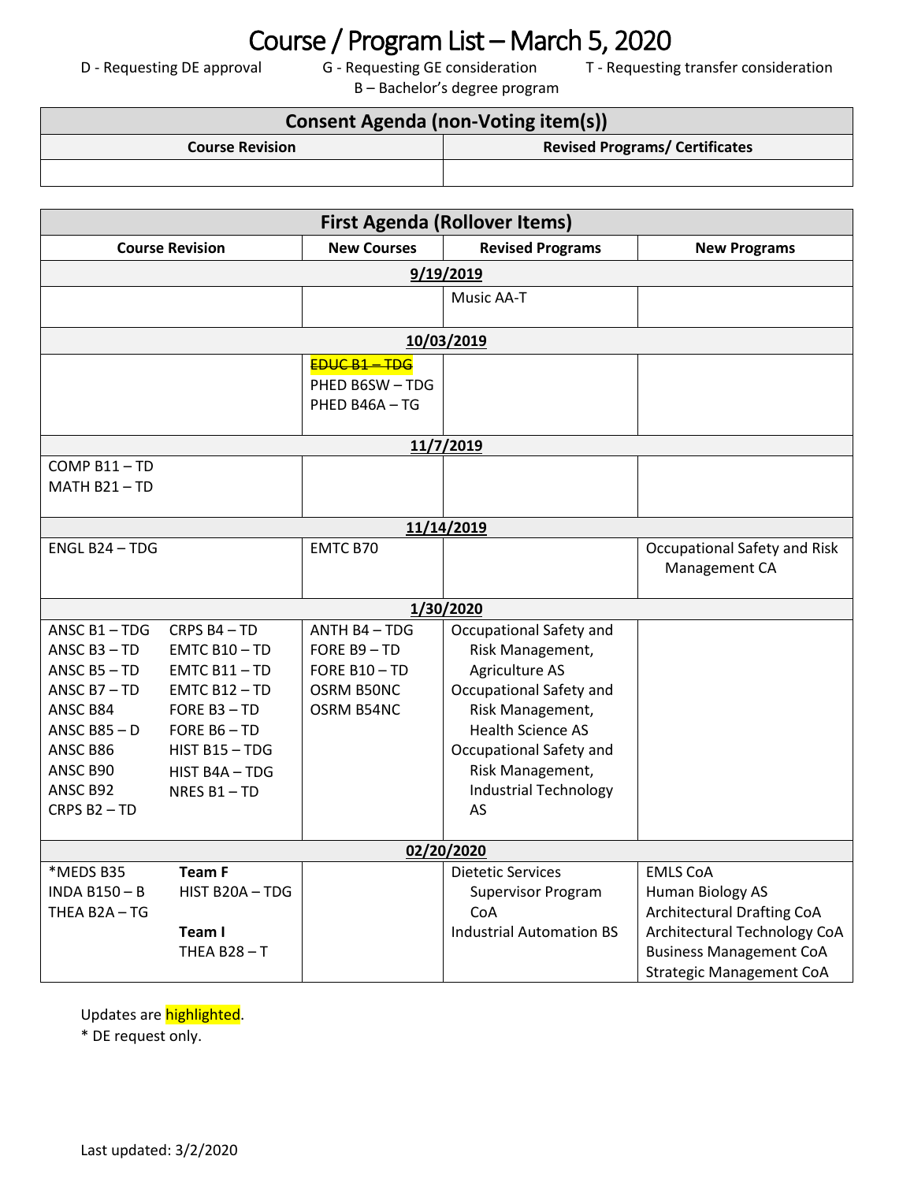# Course / Program List – March 5, 2020

D - Requesting DE approval  G - Requesting GE consideration  T - Requesting transfer consideration
B – Bachelor's degree program

| Consent Agenda (non-Voting item(s)) | |
|---|---|
| **Course Revision** | **Revised Programs/ Certificates** |
| | |

| First Agenda (Rollover Items) | | | |
|---|---|---|---|
| **Course Revision** | **New Courses** | **Revised Programs** | **New Programs** |
| **9/19/2019** | | | |
| | | Music AA-T | |
| **10/03/2019** | | | |
| | ~~EDUC B1 – TDG~~<br>PHED B6SW – TDG<br>PHED B46A – TG | | |
| **11/7/2019** | | | |
| COMP B11 – TD<br>MATH B21 – TD | | | |
| **11/14/2019** | | | |
| ENGL B24 – TDG | EMTC B70 | | Occupational Safety and Risk Management CA |
| **1/30/2020** | | | |
| ANSC B1 – TDG<br>ANSC B3 – TD<br>ANSC B5 – TD<br>ANSC B7 – TD<br>ANSC B84<br>ANSC B85 – D<br>ANSC B86<br>ANSC B90<br>ANSC B92<br>CRPS B2 – TD<br>CRPS B4 – TD<br>EMTC B10 – TD<br>EMTC B11 – TD<br>EMTC B12 – TD<br>FORE B3 – TD<br>FORE B6 – TD<br>HIST B15 – TDG<br>HIST B4A – TDG<br>NRES B1 – TD | ANTH B4 – TDG<br>FORE B9 – TD<br>FORE B10 – TD<br>OSRM B50NC<br>OSRM B54NC | Occupational Safety and Risk Management, Agriculture AS<br>Occupational Safety and Risk Management, Health Science AS<br>Occupational Safety and Risk Management, Industrial Technology AS | |
| **02/20/2020** | | | |
| *MEDS B35<br>INDA B150 – B<br>THEA B2A – TG<br>**Team F**<br>HIST B20A – TDG<br>**Team I**<br>THEA B28 – T | | Dietetic Services Supervisor Program CoA<br>Industrial Automation BS | EMLS CoA<br>Human Biology AS<br>Architectural Drafting CoA<br>Architectural Technology CoA<br>Business Management CoA<br>Strategic Management CoA |

Updates are highlighted.
* DE request only.

Last updated: 3/2/2020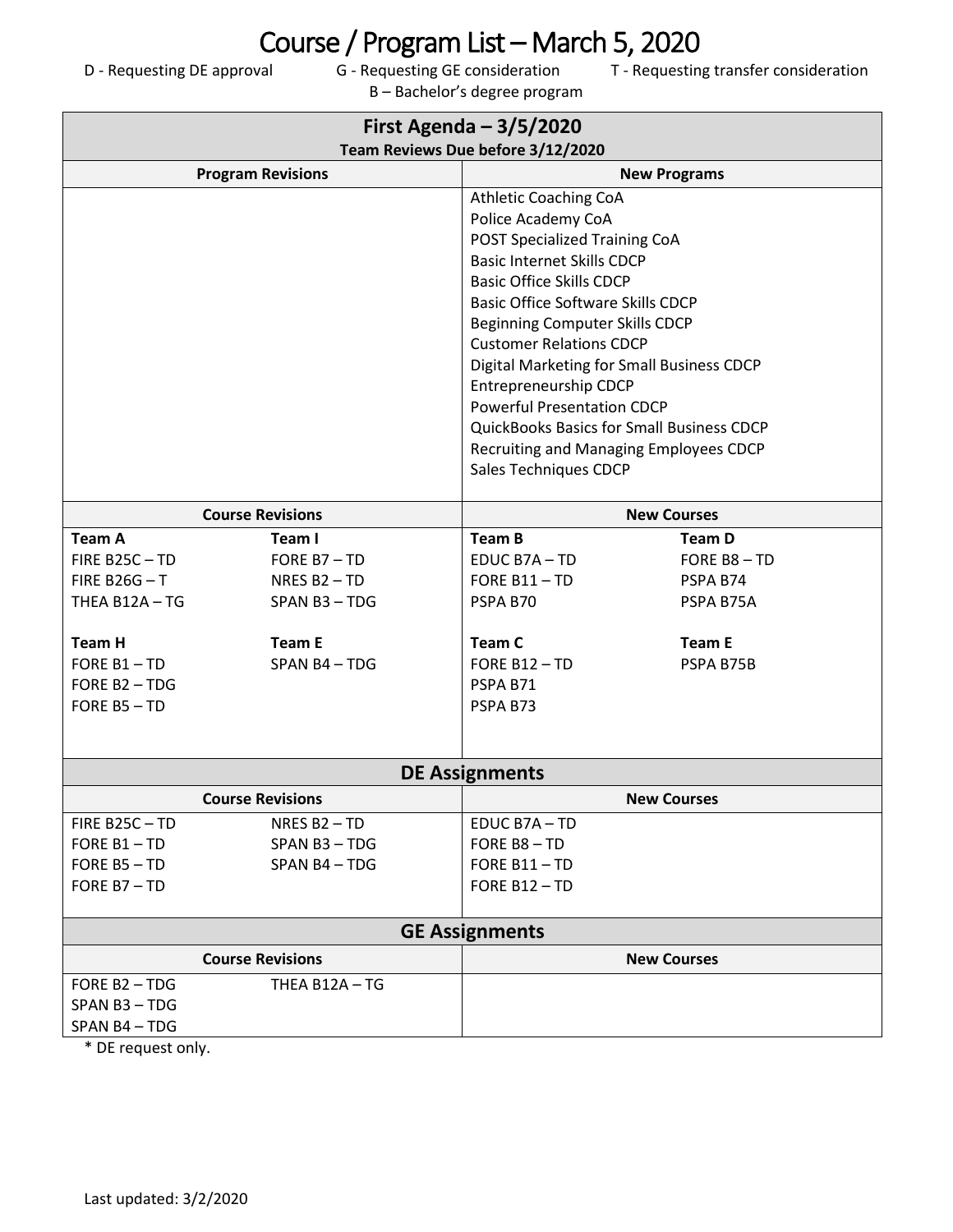# Course / Program List – March 5, 2020

D - Requesting DE approval    G - Requesting GE consideration    T - Requesting transfer consideration
B – Bachelor's degree program

## First Agenda – 3/5/2020

**Team Reviews Due before 3/12/2020**

| Program Revisions | New Programs |
|---|---|
| | Athletic Coaching CoA<br>Police Academy CoA<br>POST Specialized Training CoA<br>Basic Internet Skills CDCP<br>Basic Office Skills CDCP<br>Basic Office Software Skills CDCP<br>Beginning Computer Skills CDCP<br>Customer Relations CDCP<br>Digital Marketing for Small Business CDCP<br>Entrepreneurship CDCP<br>Powerful Presentation CDCP<br>QuickBooks Basics for Small Business CDCP<br>Recruiting and Managing Employees CDCP<br>Sales Techniques CDCP |

| Course Revisions | | New Courses | |
|---|---|---|---|
| **Team A** | **Team I** | **Team B** | **Team D** |
| FIRE B25C – TD | FORE B7 – TD | EDUC B7A – TD | FORE B8 – TD |
| FIRE B26G – T | NRES B2 – TD | FORE B11 – TD | PSPA B74 |
| THEA B12A – TG | SPAN B3 – TDG | PSPA B70 | PSPA B75A |
| **Team H** | **Team E** | **Team C** | **Team E** |
| FORE B1 – TD | SPAN B4 – TDG | FORE B12 – TD | PSPA B75B |
| FORE B2 – TDG | | PSPA B71 | |
| FORE B5 – TD | | PSPA B73 | |

## DE Assignments

| Course Revisions | | New Courses |
|---|---|---|
| FIRE B25C – TD | NRES B2 – TD | EDUC B7A – TD |
| FORE B1 – TD | SPAN B3 – TDG | FORE B8 – TD |
| FORE B5 – TD | SPAN B4 – TDG | FORE B11 – TD |
| FORE B7 – TD | | FORE B12 – TD |

## GE Assignments

| Course Revisions | | New Courses |
|---|---|---|
| FORE B2 – TDG | THEA B12A – TG | |
| SPAN B3 – TDG | | |
| SPAN B4 – TDG | | |

* DE request only.

Last updated: 3/2/2020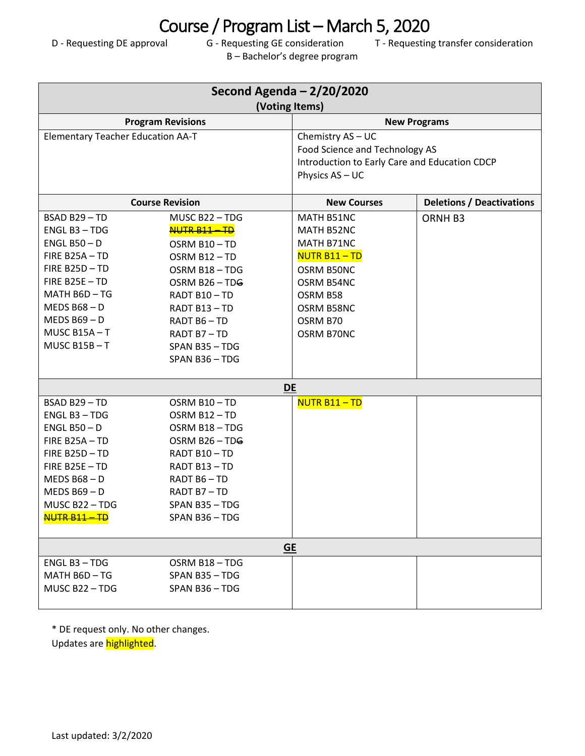# Course / Program List – March 5, 2020

D - Requesting DE approval    G - Requesting GE consideration    T - Requesting transfer consideration
B – Bachelor's degree program

| Second Agenda – 2/20/2020 (Voting Items) | | | |
|---|---|---|---|
| **Program Revisions** | | **New Programs** | |
| Elementary Teacher Education AA-T | | Chemistry AS – UC<br>Food Science and Technology AS<br>Introduction to Early Care and Education CDCP<br>Physics AS – UC | |
| **Course Revision** | | **New Courses** | **Deletions / Deactivations** |
| BSAD B29 – TD<br>ENGL B3 – TDG<br>ENGL B50 – D<br>FIRE B25A – TD<br>FIRE B25D – TD<br>FIRE B25E – TD<br>MATH B6D – TG<br>MEDS B68 – D<br>MEDS B69 – D<br>MUSC B15A – T<br>MUSC B15B – T | MUSC B22 – TDG<br>~~NUTR B11 – TD~~<br>OSRM B10 – TD<br>OSRM B12 – TD<br>OSRM B18 – TDG<br>OSRM B26 – TD~~G~~<br>RADT B10 – TD<br>RADT B13 – TD<br>RADT B6 – TD<br>RADT B7 – TD<br>SPAN B35 – TDG<br>SPAN B36 – TDG | MATH B51NC<br>MATH B52NC<br>MATH B71NC<br>NUTR B11 – TD<br>OSRM B50NC<br>OSRM B54NC<br>OSRM B58<br>OSRM B58NC<br>OSRM B70<br>OSRM B70NC | ORNH B3 |
| **DE** | | | |
| BSAD B29 – TD<br>ENGL B3 – TDG<br>ENGL B50 – D<br>FIRE B25A – TD<br>FIRE B25D – TD<br>FIRE B25E – TD<br>MEDS B68 – D<br>MEDS B69 – D<br>MUSC B22 – TDG<br>~~NUTR B11 – TD~~ | OSRM B10 – TD<br>OSRM B12 – TD<br>OSRM B18 – TDG<br>OSRM B26 – TD~~G~~<br>RADT B10 – TD<br>RADT B13 – TD<br>RADT B6 – TD<br>RADT B7 – TD<br>SPAN B35 – TDG<br>SPAN B36 – TDG | NUTR B11 – TD | |
| **GE** | | | |
| ENGL B3 – TDG<br>MATH B6D – TG<br>MUSC B22 – TDG | OSRM B18 – TDG<br>SPAN B35 – TDG<br>SPAN B36 – TDG | | |

* DE request only. No other changes.
Updates are highlighted.

Last updated: 3/2/2020